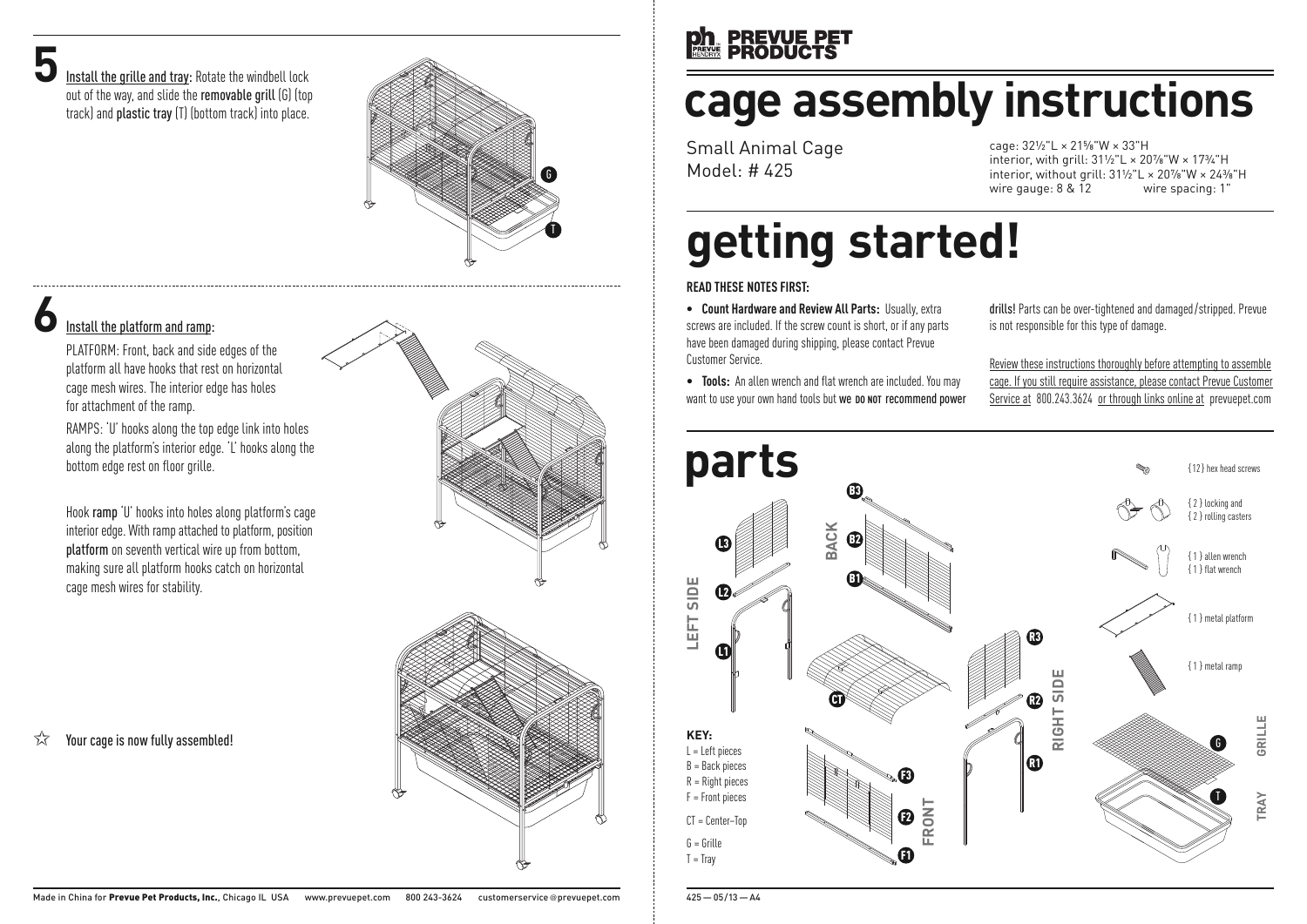## 5 Install the grille and tray:

Rotate the windbell lock out of the way, and slide the **removable grill** (G) (top track) and **plastic tray** (T) (bottom track) into place.

## 6 Install the platform and ramp:

PLATFORM: Front, back and side edges of the platform all have hooks that rest on horizontal cage mesh wires. The interior edge has holes for attachment of the ramp.

RAMPS: 'U' hooks along the top edge link into holes along the platform's interior edge. 'L' hooks along the bottom edge rest on floor grille.

Hook **ramp** 'U' hooks into holes along platform's cage interior edge. With ramp attached to platform, position **platform** on seventh vertical wire up from bottom, making sure all platform hooks catch on horizontal cage mesh wires for stability.

☆ Your cage is now fully assembled!

Made in China for **Prevue Pet Products, Inc.**, Chicago IL USA www.prevuepet.com 800 243-3624 customerservice@prevuepet.com

**PREVUE PET PRODUCTS**

# cage assembly instructions

Small Animal Cage
Model: # 425

cage: 32½"L × 21⅝"W × 33"H
interior, with grill: 31½"L × 20⅞"W × 17¾"H
interior, without grill: 31½"L × 20⅞"W × 24⅜"H
wire gauge: 8 & 12 wire spacing: 1"

# getting started!

**READ THESE NOTES FIRST:**

- **Count Hardware and Review All Parts:** Usually, extra screws are included. If the screw count is short, or if any parts have been damaged during shipping, please contact Prevue Customer Service.
- **Tools:** An allen wrench and flat wrench are included. You may want to use your own hand tools but **we DO NOT recommend power drills!** Parts can be over-tightened and damaged/stripped. Prevue is not responsible for this type of damage.

Review these instructions thoroughly before attempting to assemble cage. If you still require assistance, please contact Prevue Customer Service at 800.243.3624 or through links online at prevuepet.com

# parts

LEFT SIDE: L1, L2, L3
BACK: B1, B2, B3
CT
RIGHT SIDE: R1, R2, R3
FRONT: F1, F2, F3
GRILLE: G
TRAY: T

- {12} hex head screws
- {2} locking and {2} rolling casters
- {1} allen wrench
- {1} flat wrench
- {1} metal platform
- {1} metal ramp

**KEY:**
L = Left pieces
B = Back pieces
R = Right pieces
F = Front pieces
CT = Center–Top
G = Grille
T = Tray

425 — 05/13 — A4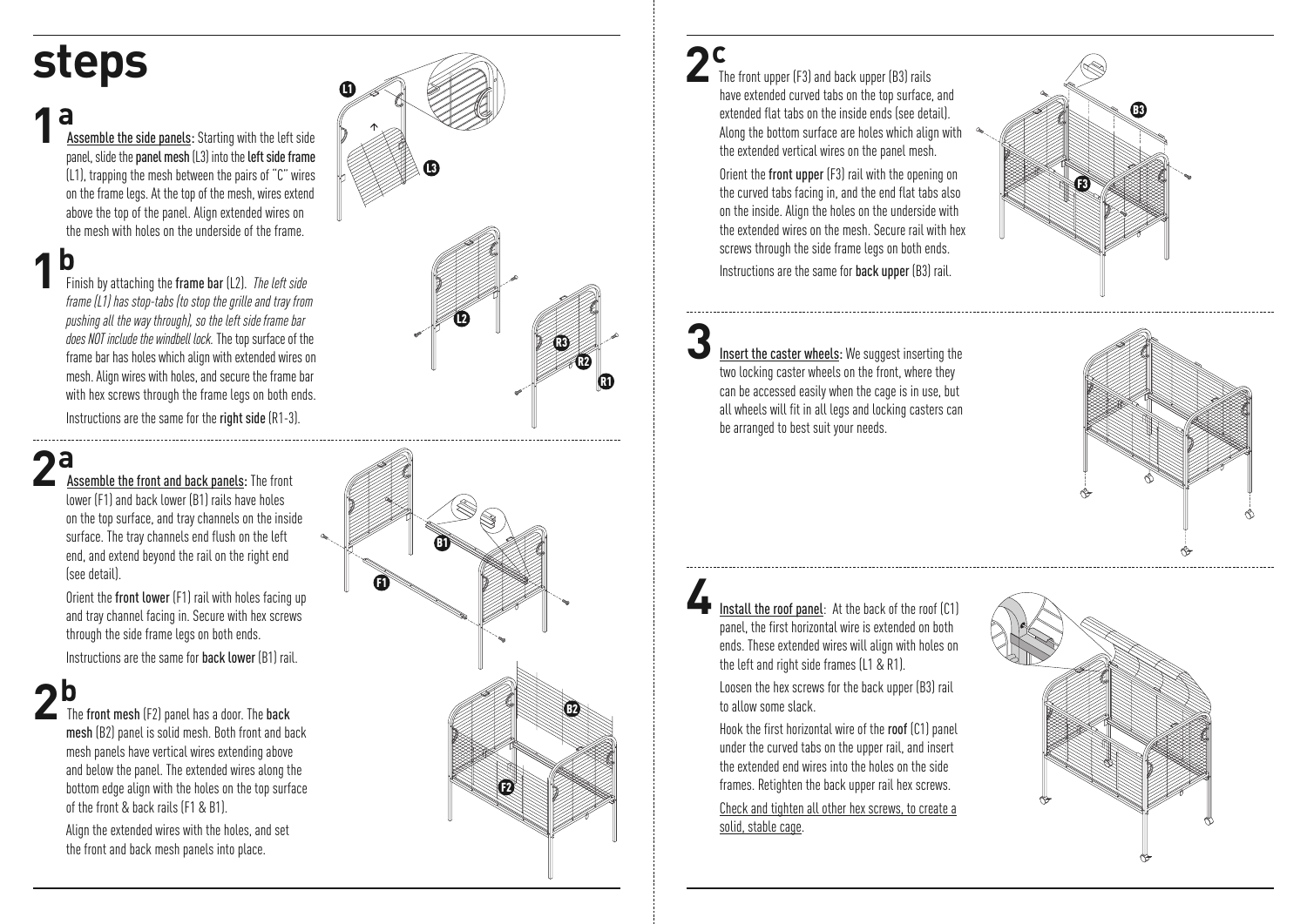# steps

## 1a

Assemble the side panels: Starting with the left side panel, slide the **panel mesh** (L3) into the **left side frame** (L1), trapping the mesh between the pairs of "C" wires on the frame legs. At the top of the mesh, wires extend above the top of the panel. Align extended wires on the mesh with holes on the underside of the frame.

## 1b

Finish by attaching the **frame bar** (L2). *The left side frame (L1) has stop-tabs (to stop the grille and tray from pushing all the way through), so the left side frame bar does NOT include the windbell lock.* The top surface of the frame bar has holes which align with extended wires on mesh. Align wires with holes, and secure the frame bar with hex screws through the frame legs on both ends.

Instructions are the same for the **right side** (R1-3).

## 2a

Assemble the front and back panels: The front lower (F1) and back lower (B1) rails have holes on the top surface, and tray channels on the inside surface. The tray channels end flush on the left end, and extend beyond the rail on the right end (see detail).

Orient the **front lower** (F1) rail with holes facing up and tray channel facing in. Secure with hex screws through the side frame legs on both ends.

Instructions are the same for **back lower** (B1) rail.

## 2b

The **front mesh** (F2) panel has a door. The **back mesh** (B2) panel is solid mesh. Both front and back mesh panels have vertical wires extending above and below the panel. The extended wires along the bottom edge align with the holes on the top surface of the front & back rails (F1 & B1).

Align the extended wires with the holes, and set the front and back mesh panels into place.

## 2c

The front upper (F3) and back upper (B3) rails have extended curved tabs on the top surface, and extended flat tabs on the inside ends (see detail). Along the bottom surface are holes which align with the extended vertical wires on the panel mesh.

Orient the **front upper** (F3) rail with the opening on the curved tabs facing in, and the end flat tabs also on the inside. Align the holes on the underside with the extended wires on the mesh. Secure rail with hex screws through the side frame legs on both ends.

Instructions are the same for **back upper** (B3) rail.

## 3

Insert the caster wheels: We suggest inserting the two locking caster wheels on the front, where they can be accessed easily when the cage is in use, but all wheels will fit in all legs and locking casters can be arranged to best suit your needs.

## 4

Install the roof panel: At the back of the roof (C1) panel, the first horizontal wire is extended on both ends. These extended wires will align with holes on the left and right side frames (L1 & R1).

Loosen the hex screws for the back upper (B3) rail to allow some slack.

Hook the first horizontal wire of the **roof** (C1) panel under the curved tabs on the upper rail, and insert the extended end wires into the holes on the side frames. Retighten the back upper rail hex screws.

Check and tighten all other hex screws, to create a solid, stable cage.